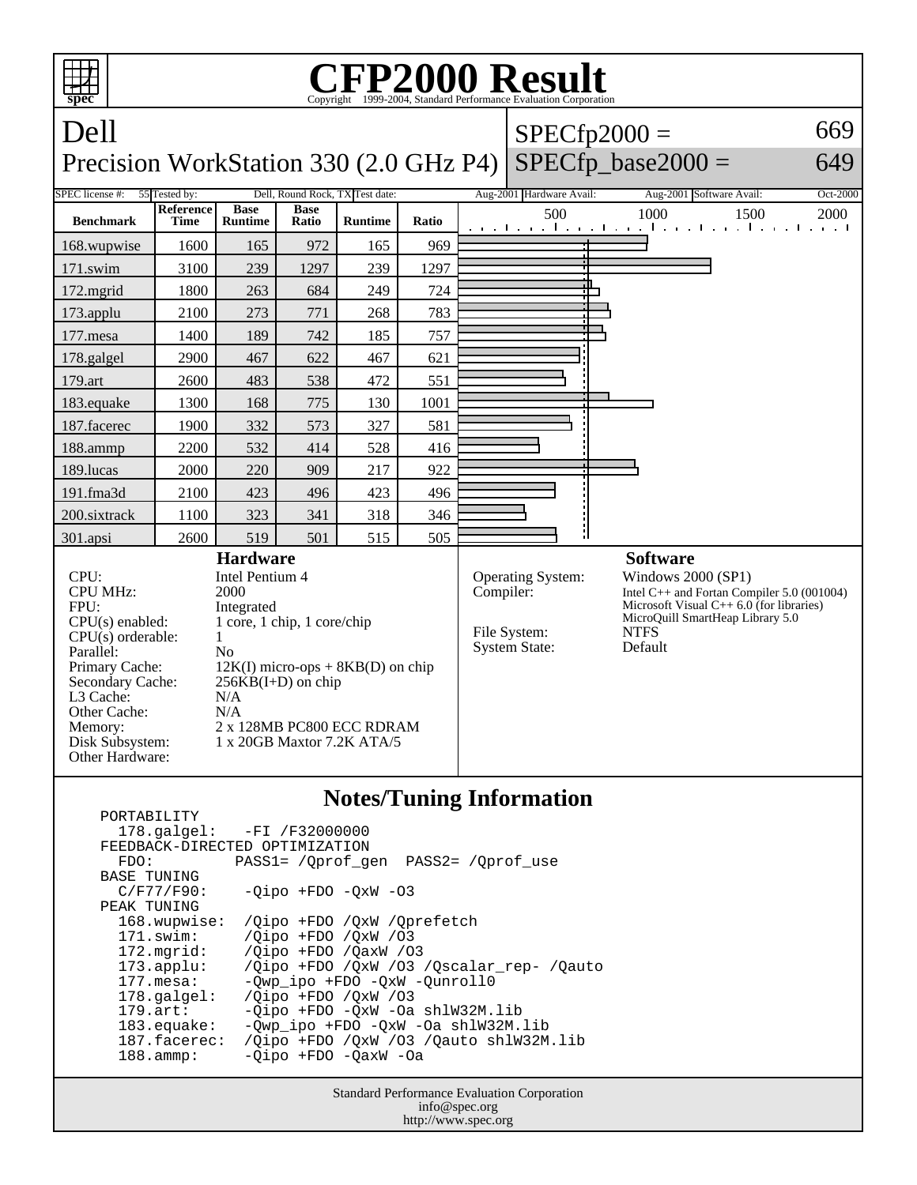# CFP2000 Result

Copyright 1999-2004, Standard Performance Evaluation Corporation

## Dell
## Precision WorkStation 330 (2.0 GHz P4)

SPECfp2000 = 669
SPECfp_base2000 = 649

| SPEC license #: | 55 | Tested by: | Dell, Round Rock, TX | Test date: | Aug-2001 | Hardware Avail: | Aug-2001 | Software Avail: | Oct-2000 |
|---|---|---|---|---|---|---|---|---|---|

| Benchmark | Reference Time | Base Runtime | Base Ratio | Runtime | Ratio |
|---|---|---|---|---|---|
| 168.wupwise | 1600 | 165 | 972 | 165 | 969 |
| 171.swim | 3100 | 239 | 1297 | 239 | 1297 |
| 172.mgrid | 1800 | 263 | 684 | 249 | 724 |
| 173.applu | 2100 | 273 | 771 | 268 | 783 |
| 177.mesa | 1400 | 189 | 742 | 185 | 757 |
| 178.galgel | 2900 | 467 | 622 | 467 | 621 |
| 179.art | 2600 | 483 | 538 | 472 | 551 |
| 183.equake | 1300 | 168 | 775 | 130 | 1001 |
| 187.facerec | 1900 | 332 | 573 | 327 | 581 |
| 188.ammp | 2200 | 532 | 414 | 528 | 416 |
| 189.lucas | 2000 | 220 | 909 | 217 | 922 |
| 191.fma3d | 2100 | 423 | 496 | 423 | 496 |
| 200.sixtrack | 1100 | 323 | 341 | 318 | 346 |
| 301.apsi | 2600 | 519 | 501 | 515 | 505 |

### Hardware

| | |
|---|---|
| CPU: | Intel Pentium 4 |
| CPU MHz: | 2000 |
| FPU: | Integrated |
| CPU(s) enabled: | 1 core, 1 chip, 1 core/chip |
| CPU(s) orderable: | 1 |
| Parallel: | No |
| Primary Cache: | 12K(I) micro-ops + 8KB(D) on chip |
| Secondary Cache: | 256KB(I+D) on chip |
| L3 Cache: | N/A |
| Other Cache: | N/A |
| Memory: | 2 x 128MB PC800 ECC RDRAM |
| Disk Subsystem: | 1 x 20GB Maxtor 7.2K ATA/5 |
| Other Hardware: | |

### Software

| | |
|---|---|
| Operating System: | Windows 2000 (SP1) |
| Compiler: | Intel C++ and Fortan Compiler 5.0 (001004) Microsoft Visual C++ 6.0 (for libraries) MicroQuill SmartHeap Library 5.0 |
| File System: | NTFS |
| System State: | Default |

### Notes/Tuning Information

```
PORTABILITY
  178.galgel:   -FI /F32000000
FEEDBACK-DIRECTED OPTIMIZATION
  FDO:         PASS1= /Qprof_gen  PASS2= /Qprof_use
BASE TUNING
  C/F77/F90:    -Qipo +FDO -QxW -O3
PEAK TUNING
  168.wupwise:  /Qipo +FDO /QxW /Qprefetch
  171.swim:     /Qipo +FDO /QxW /O3
  172.mgrid:    /Qipo +FDO /QaxW /O3
  173.applu:    /Qipo +FDO /QxW /O3 /Qscalar_rep- /Qauto
  177.mesa:     -Qwp_ipo +FDO -QxW -Qunroll0
  178.galgel:   /Qipo +FDO /QxW /O3
  179.art:      -Qipo +FDO -QxW -Oa shlW32M.lib
  183.equake:   -Qwp_ipo +FDO -QxW -Oa shlW32M.lib
  187.facerec:  /Qipo +FDO /QxW /O3 /Qauto shlW32M.lib
  188.ammp:     -Qipo +FDO -QaxW -Oa
```

Standard Performance Evaluation Corporation
info@spec.org
http://www.spec.org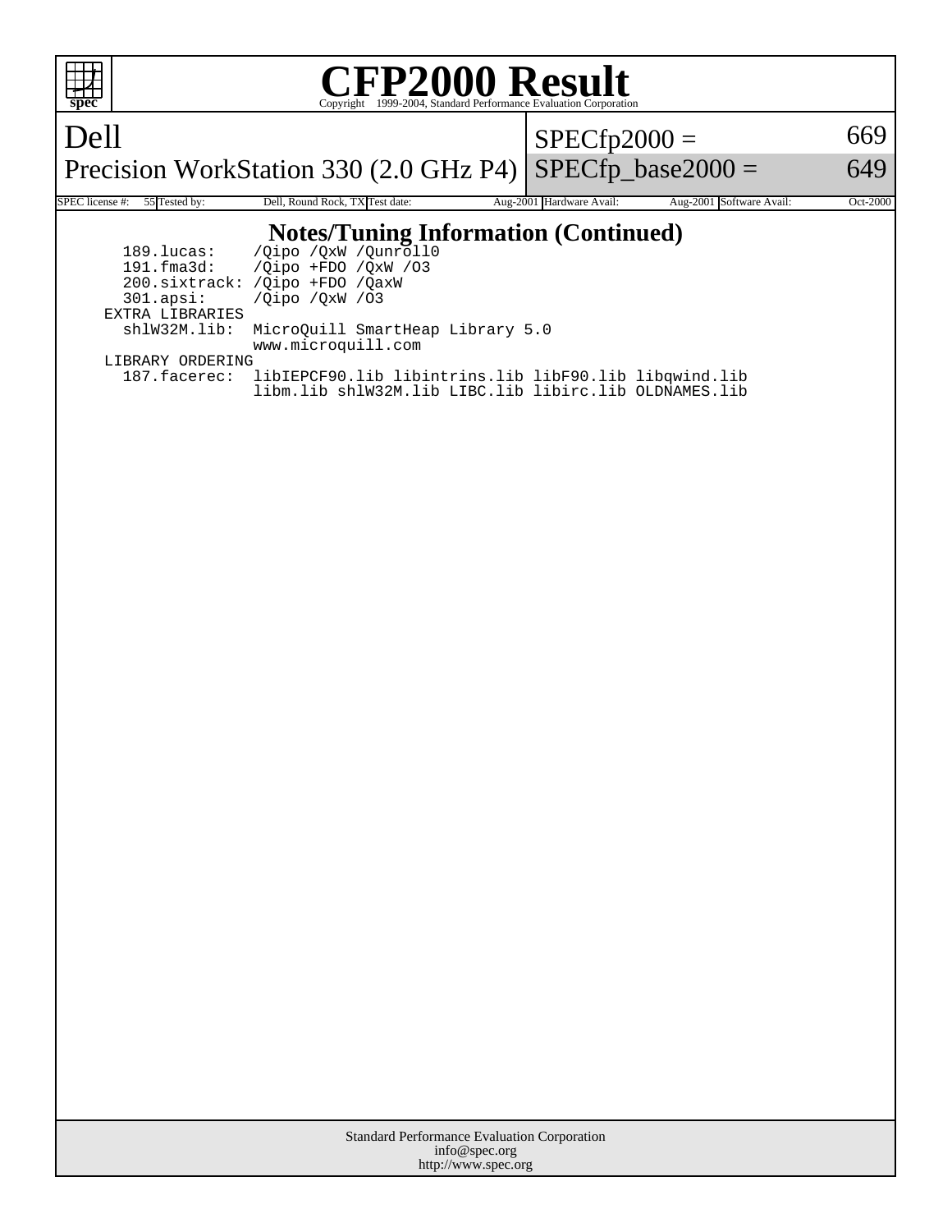# CFP2000 Result

Copyright 1999-2004, Standard Performance Evaluation Corporation

Dell

Precision WorkStation 330 (2.0 GHz P4)

SPECfp2000 = 669

SPECfp_base2000 = 649

| SPEC license #: | 55 | Tested by: | Dell, Round Rock, TX | Test date: | Aug-2001 | Hardware Avail: | Aug-2001 | Software Avail: | Oct-2000 |
|---|---|---|---|---|---|---|---|---|---|

## Notes/Tuning Information (Continued)

```
      189.lucas:    /Qipo /QxW /Qunroll0
      191.fma3d:    /Qipo +FDO /QxW /O3
      200.sixtrack: /Qipo +FDO /QaxW
      301.apsi:     /Qipo /QxW /O3
    EXTRA LIBRARIES
      shlW32M.lib:  MicroQuill SmartHeap Library 5.0
                    www.microquill.com
    LIBRARY ORDERING
      187.facerec:  libIEPCF90.lib libintrins.lib libF90.lib libqwind.lib
                    libm.lib shlW32M.lib LIBC.lib libirc.lib OLDNAMES.lib
```

Standard Performance Evaluation Corporation
info@spec.org
http://www.spec.org